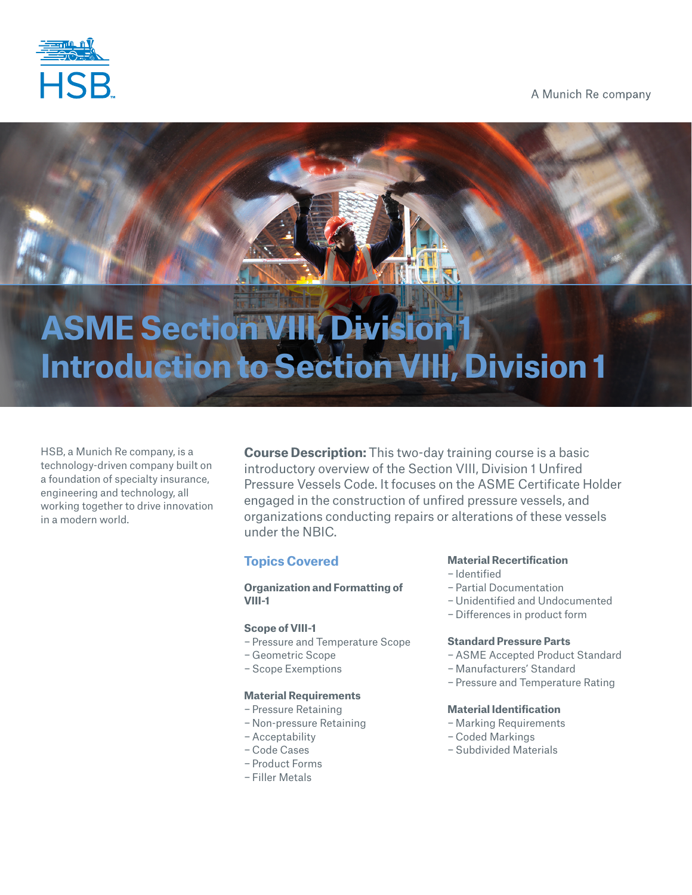HSB

A Munich Re company

# ASME Section VIII, Division 1
# Introduction to Section VIII, Division 1

HSB, a Munich Re company, is a technology-driven company built on a foundation of specialty insurance, engineering and technology, all working together to drive innovation in a modern world.

**Course Description:** This two-day training course is a basic introductory overview of the Section VIII, Division 1 Unfired Pressure Vessels Code. It focuses on the ASME Certificate Holder engaged in the construction of unfired pressure vessels, and organizations conducting repairs or alterations of these vessels under the NBIC.

## Topics Covered

**Organization and Formatting of VIII-1**

**Scope of VIII-1**
- Pressure and Temperature Scope
- Geometric Scope
- Scope Exemptions

**Material Requirements**
- Pressure Retaining
- Non-pressure Retaining
- Acceptability
- Code Cases
- Product Forms
- Filler Metals

**Material Recertification**
- Identified
- Partial Documentation
- Unidentified and Undocumented
- Differences in product form

**Standard Pressure Parts**
- ASME Accepted Product Standard
- Manufacturers' Standard
- Pressure and Temperature Rating

**Material Identification**
- Marking Requirements
- Coded Markings
- Subdivided Materials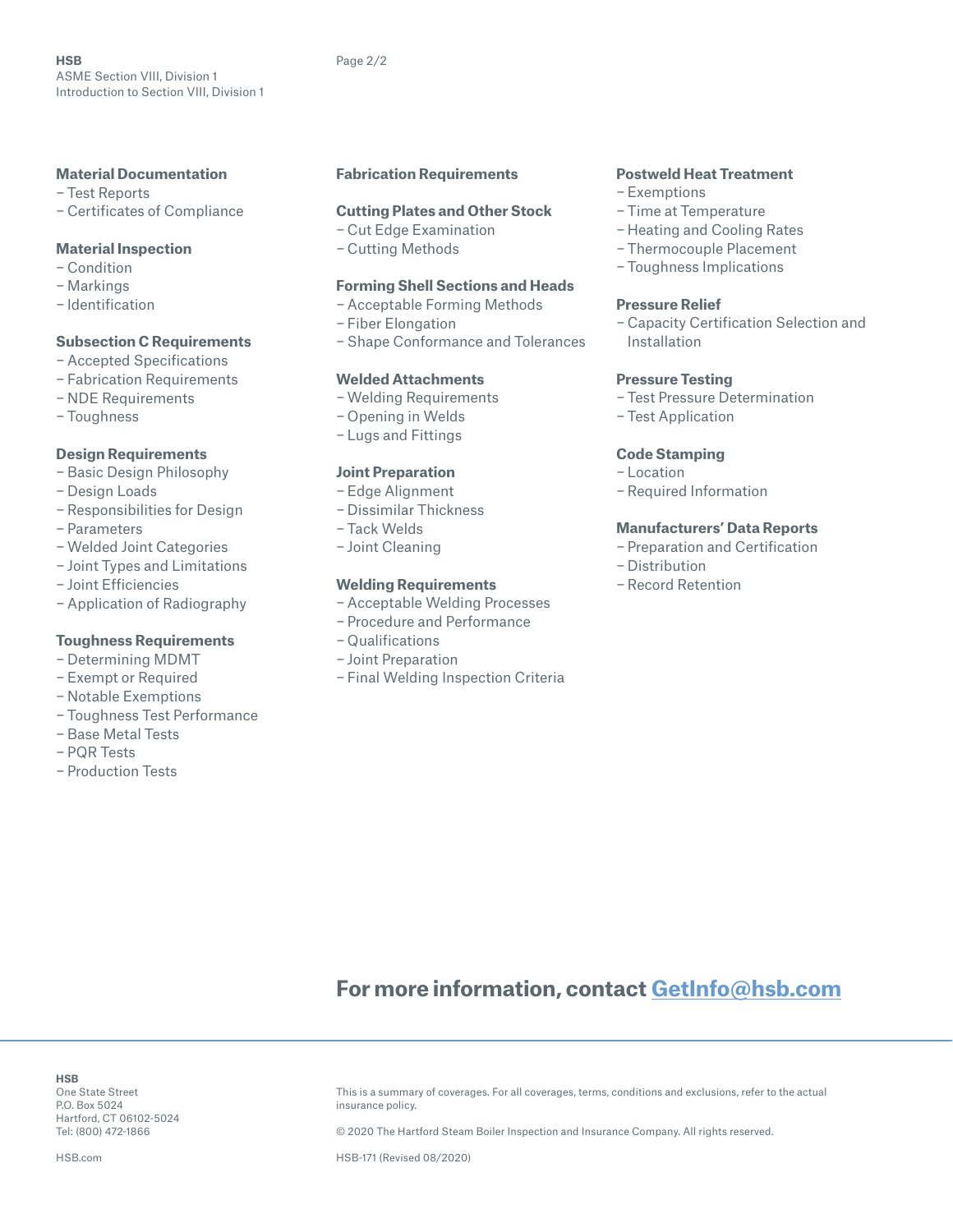**Material Documentation**
- Test Reports
- Certificates of Compliance

**Material Inspection**
- Condition
- Markings
- Identification

**Subsection C Requirements**
- Accepted Specifications
- Fabrication Requirements
- NDE Requirements
- Toughness

**Design Requirements**
- Basic Design Philosophy
- Design Loads
- Responsibilities for Design
- Parameters
- Welded Joint Categories
- Joint Types and Limitations
- Joint Efficiencies
- Application of Radiography

**Toughness Requirements**
- Determining MDMT
- Exempt or Required
- Notable Exemptions
- Toughness Test Performance
- Base Metal Tests
- PQR Tests
- Production Tests

**Fabrication Requirements**

**Cutting Plates and Other Stock**
- Cut Edge Examination
- Cutting Methods

**Forming Shell Sections and Heads**
- Acceptable Forming Methods
- Fiber Elongation
- Shape Conformance and Tolerances

**Welded Attachments**
- Welding Requirements
- Opening in Welds
- Lugs and Fittings

**Joint Preparation**
- Edge Alignment
- Dissimilar Thickness
- Tack Welds
- Joint Cleaning

**Welding Requirements**
- Acceptable Welding Processes
- Procedure and Performance
- Qualifications
- Joint Preparation
- Final Welding Inspection Criteria

**Postweld Heat Treatment**
- Exemptions
- Time at Temperature
- Heating and Cooling Rates
- Thermocouple Placement
- Toughness Implications

**Pressure Relief**
- Capacity Certification Selection and Installation

**Pressure Testing**
- Test Pressure Determination
- Test Application

**Code Stamping**
- Location
- Required Information

**Manufacturers' Data Reports**
- Preparation and Certification
- Distribution
- Record Retention

## For more information, contact GetInfo@hsb.com

**HSB**
One State Street
P.O. Box 5024
Hartford, CT 06102-5024
Tel: (800) 472-1866

HSB.com

This is a summary of coverages. For all coverages, terms, conditions and exclusions, refer to the actual insurance policy.

© 2020 The Hartford Steam Boiler Inspection and Insurance Company. All rights reserved.

HSB-171 (Revised 08/2020)